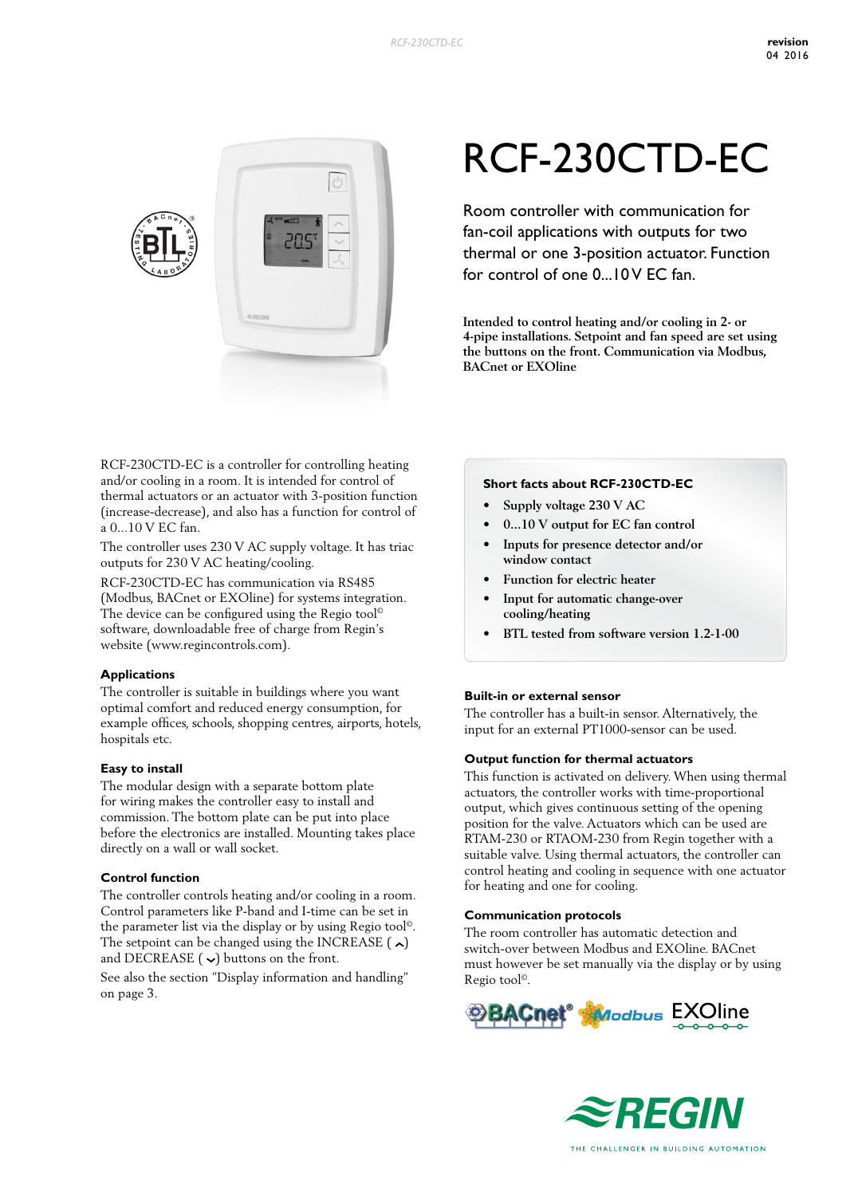# RCF-230CTD-EC

Room controller with communication for fan-coil applications with outputs for two thermal or one 3-position actuator. Function for control of one 0...10 V EC fan.

**Intended to control heating and/or cooling in 2- or 4-pipe installations. Setpoint and fan speed are set using the buttons on the front. Communication via Modbus, BACnet or EXOline**

RCF-230CTD-EC is a controller for controlling heating and/or cooling in a room. It is intended for control of thermal actuators or an actuator with 3-position function (increase-decrease), and also has a function for control of a 0...10 V EC fan.

The controller uses 230 V AC supply voltage. It has triac outputs for 230 V AC heating/cooling.

RCF-230CTD-EC has communication via RS485 (Modbus, BACnet or EXOline) for systems integration. The device can be configured using the Regio tool© software, downloadable free of charge from Regin's website (www.regincontrols.com).

### Applications

The controller is suitable in buildings where you want optimal comfort and reduced energy consumption, for example offices, schools, shopping centres, airports, hotels, hospitals etc.

### Easy to install

The modular design with a separate bottom plate for wiring makes the controller easy to install and commission. The bottom plate can be put into place before the electronics are installed. Mounting takes place directly on a wall or wall socket.

### Control function

The controller controls heating and/or cooling in a room. Control parameters like P-band and I-time can be set in the parameter list via the display or by using Regio tool©. The setpoint can be changed using the INCREASE (⌃) and DECREASE (⌄) buttons on the front.

See also the section "Display information and handling" on page 3.

### Short facts about RCF-230CTD-EC

- Supply voltage 230 V AC
- 0...10 V output for EC fan control
- Inputs for presence detector and/or window contact
- Function for electric heater
- Input for automatic change-over cooling/heating
- BTL tested from software version 1.2-1-00

### Built-in or external sensor

The controller has a built-in sensor. Alternatively, the input for an external PT1000-sensor can be used.

### Output function for thermal actuators

This function is activated on delivery. When using thermal actuators, the controller works with time-proportional output, which gives continuous setting of the opening position for the valve. Actuators which can be used are RTAM-230 or RTAOM-230 from Regin together with a suitable valve. Using thermal actuators, the controller can control heating and cooling in sequence with one actuator for heating and one for cooling.

### Communication protocols

The room controller has automatic detection and switch-over between Modbus and EXOline. BACnet must however be set manually via the display or by using Regio tool©.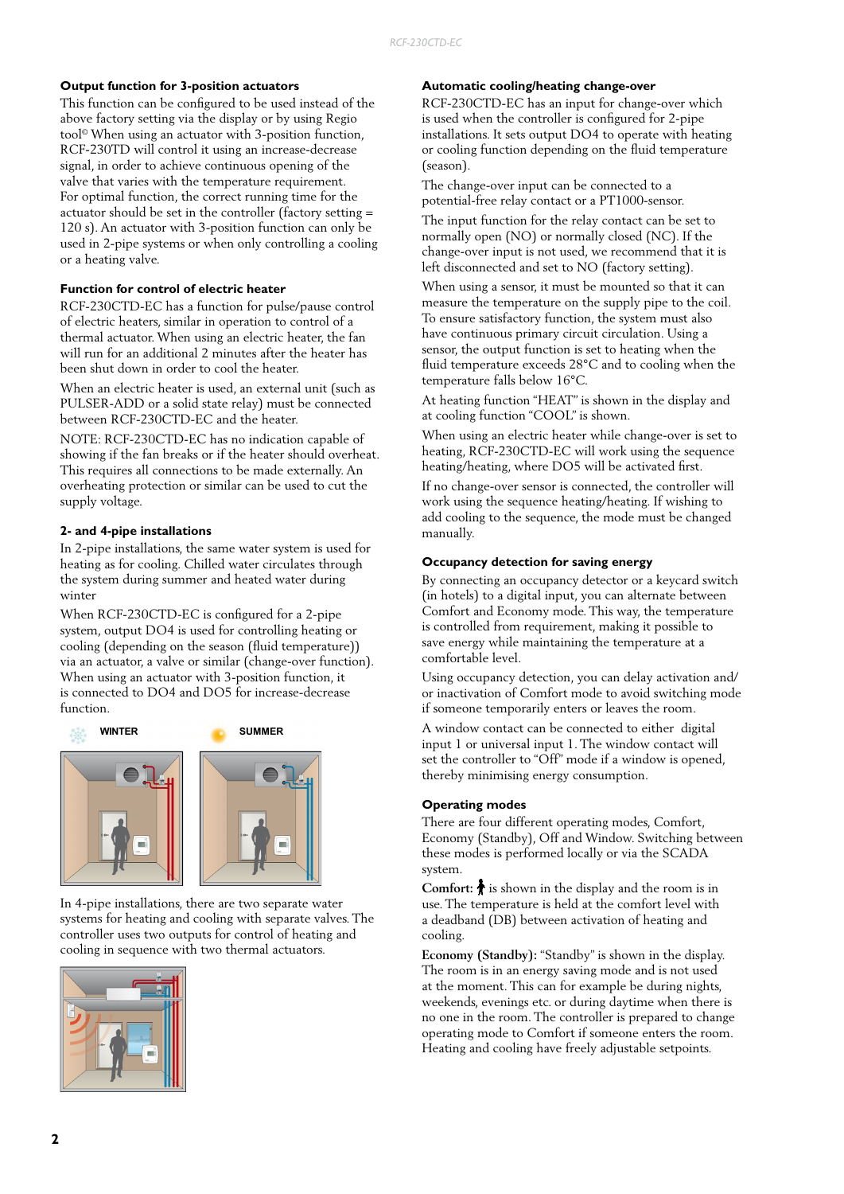### Output function for 3-position actuators

This function can be configured to be used instead of the above factory setting via the display or by using Regio tool© When using an actuator with 3-position function, RCF-230TD will control it using an increase-decrease signal, in order to achieve continuous opening of the valve that varies with the temperature requirement. For optimal function, the correct running time for the actuator should be set in the controller (factory setting = 120 s). An actuator with 3-position function can only be used in 2-pipe systems or when only controlling a cooling or a heating valve.

### Function for control of electric heater

RCF-230CTD-EC has a function for pulse/pause control of electric heaters, similar in operation to control of a thermal actuator. When using an electric heater, the fan will run for an additional 2 minutes after the heater has been shut down in order to cool the heater.

When an electric heater is used, an external unit (such as PULSER-ADD or a solid state relay) must be connected between RCF-230CTD-EC and the heater.

NOTE: RCF-230CTD-EC has no indication capable of showing if the fan breaks or if the heater should overheat. This requires all connections to be made externally. An overheating protection or similar can be used to cut the supply voltage.

### 2- and 4-pipe installations

In 2-pipe installations, the same water system is used for heating as for cooling. Chilled water circulates through the system during summer and heated water during winter

When RCF-230CTD-EC is configured for a 2-pipe system, output DO4 is used for controlling heating or cooling (depending on the season (fluid temperature)) via an actuator, a valve or similar (change-over function). When using an actuator with 3-position function, it is connected to DO4 and DO5 for increase-decrease function.

WINTER SUMMER

In 4-pipe installations, there are two separate water systems for heating and cooling with separate valves. The controller uses two outputs for control of heating and cooling in sequence with two thermal actuators.

### Automatic cooling/heating change-over

RCF-230CTD-EC has an input for change-over which is used when the controller is configured for 2-pipe installations. It sets output DO4 to operate with heating or cooling function depending on the fluid temperature (season).

The change-over input can be connected to a potential-free relay contact or a PT1000-sensor.

The input function for the relay contact can be set to normally open (NO) or normally closed (NC). If the change-over input is not used, we recommend that it is left disconnected and set to NO (factory setting).

When using a sensor, it must be mounted so that it can measure the temperature on the supply pipe to the coil. To ensure satisfactory function, the system must also have continuous primary circuit circulation. Using a sensor, the output function is set to heating when the fluid temperature exceeds 28°C and to cooling when the temperature falls below 16°C.

At heating function "HEAT" is shown in the display and at cooling function "COOL" is shown.

When using an electric heater while change-over is set to heating, RCF-230CTD-EC will work using the sequence heating/heating, where DO5 will be activated first.

If no change-over sensor is connected, the controller will work using the sequence heating/heating. If wishing to add cooling to the sequence, the mode must be changed manually.

### Occupancy detection for saving energy

By connecting an occupancy detector or a keycard switch (in hotels) to a digital input, you can alternate between Comfort and Economy mode. This way, the temperature is controlled from requirement, making it possible to save energy while maintaining the temperature at a comfortable level.

Using occupancy detection, you can delay activation and/or inactivation of Comfort mode to avoid switching mode if someone temporarily enters or leaves the room.

A window contact can be connected to either digital input 1 or universal input 1. The window contact will set the controller to "Off" mode if a window is opened, thereby minimising energy consumption.

### Operating modes

There are four different operating modes, Comfort, Economy (Standby), Off and Window. Switching between these modes is performed locally or via the SCADA system.

**Comfort:** 🚶 is shown in the display and the room is in use. The temperature is held at the comfort level with a deadband (DB) between activation of heating and cooling.

**Economy (Standby):** "Standby" is shown in the display. The room is in an energy saving mode and is not used at the moment. This can for example be during nights, weekends, evenings etc. or during daytime when there is no one in the room. The controller is prepared to change operating mode to Comfort if someone enters the room. Heating and cooling have freely adjustable setpoints.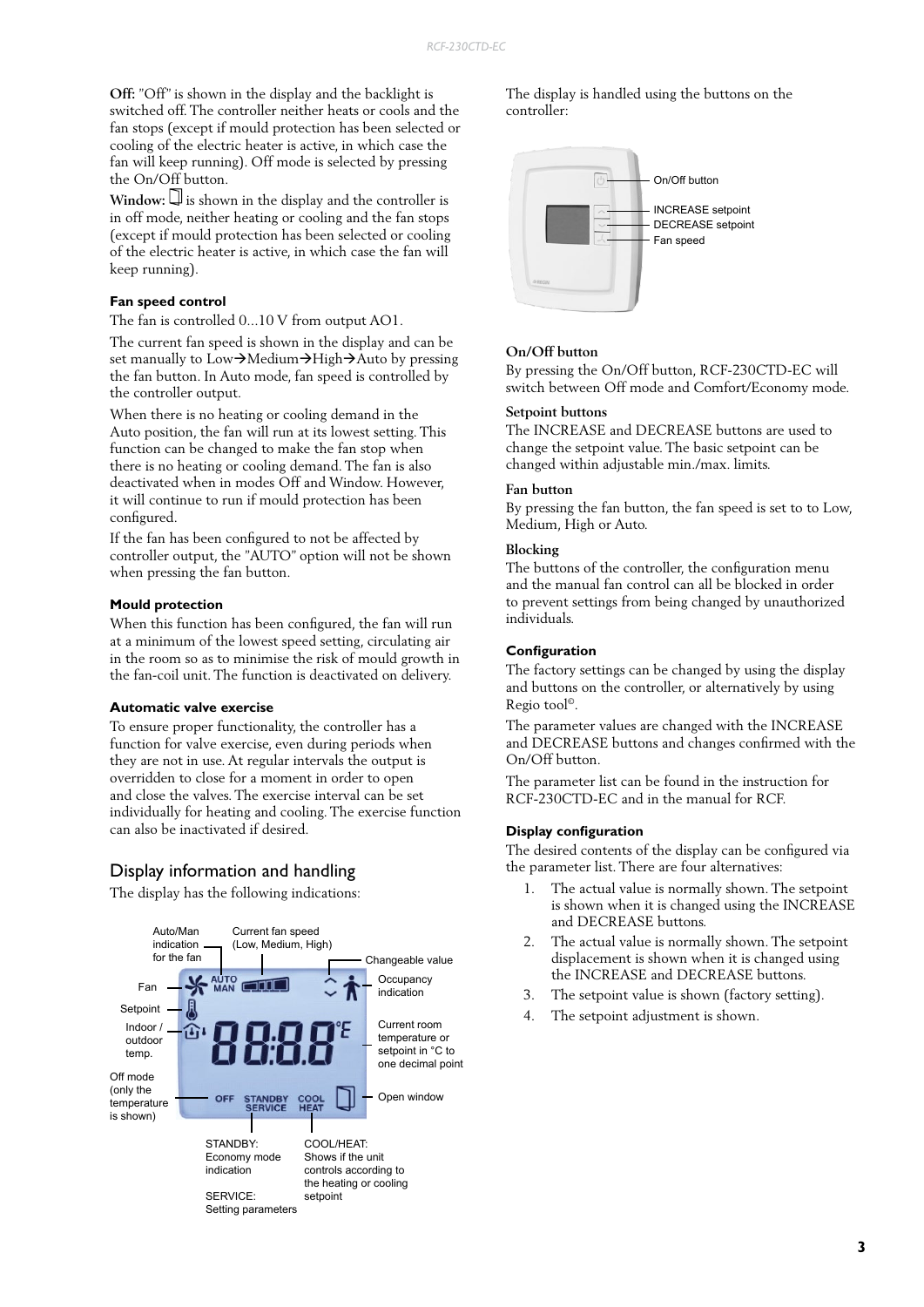**Off:** "Off" is shown in the display and the backlight is switched off. The controller neither heats or cools and the fan stops (except if mould protection has been selected or cooling of the electric heater is active, in which case the fan will keep running). Off mode is selected by pressing the On/Off button.

**Window:** ▯ is shown in the display and the controller is in off mode, neither heating or cooling and the fan stops (except if mould protection has been selected or cooling of the electric heater is active, in which case the fan will keep running).

#### Fan speed control

The fan is controlled 0...10 V from output AO1.

The current fan speed is shown in the display and can be set manually to Low→Medium→High→Auto by pressing the fan button. In Auto mode, fan speed is controlled by the controller output.

When there is no heating or cooling demand in the Auto position, the fan will run at its lowest setting. This function can be changed to make the fan stop when there is no heating or cooling demand. The fan is also deactivated when in modes Off and Window. However, it will continue to run if mould protection has been configured.

If the fan has been configured to not be affected by controller output, the "AUTO" option will not be shown when pressing the fan button.

#### Mould protection

When this function has been configured, the fan will run at a minimum of the lowest speed setting, circulating air in the room so as to minimise the risk of mould growth in the fan-coil unit. The function is deactivated on delivery.

#### Automatic valve exercise

To ensure proper functionality, the controller has a function for valve exercise, even during periods when they are not in use. At regular intervals the output is overridden to close for a moment in order to open and close the valves. The exercise interval can be set individually for heating and cooling. The exercise function can also be inactivated if desired.

## Display information and handling

The display has the following indications:

- Auto/Man indication for the fan
- Current fan speed (Low, Medium, High)
- Changeable value
- Fan
- Occupancy indication
- Setpoint
- Indoor / outdoor temp.
- Current room temperature or setpoint in °C to one decimal point
- Off mode (only the temperature is shown)
- Open window
- STANDBY: Economy mode indication
- SERVICE: Setting parameters
- COOL/HEAT: Shows if the unit controls according to the heating or cooling setpoint

The display is handled using the buttons on the controller:

- On/Off button
- INCREASE setpoint
- DECREASE setpoint
- Fan speed

#### On/Off button

By pressing the On/Off button, RCF-230CTD-EC will switch between Off mode and Comfort/Economy mode.

#### Setpoint buttons

The INCREASE and DECREASE buttons are used to change the setpoint value. The basic setpoint can be changed within adjustable min./max. limits.

#### Fan button

By pressing the fan button, the fan speed is set to to Low, Medium, High or Auto.

#### Blocking

The buttons of the controller, the configuration menu and the manual fan control can all be blocked in order to prevent settings from being changed by unauthorized individuals.

#### Configuration

The factory settings can be changed by using the display and buttons on the controller, or alternatively by using Regio tool©.

The parameter values are changed with the INCREASE and DECREASE buttons and changes confirmed with the On/Off button.

The parameter list can be found in the instruction for RCF-230CTD-EC and in the manual for RCF.

#### Display configuration

The desired contents of the display can be configured via the parameter list. There are four alternatives:

1. The actual value is normally shown. The setpoint is shown when it is changed using the INCREASE and DECREASE buttons.
2. The actual value is normally shown. The setpoint displacement is shown when it is changed using the INCREASE and DECREASE buttons.
3. The setpoint value is shown (factory setting).
4. The setpoint adjustment is shown.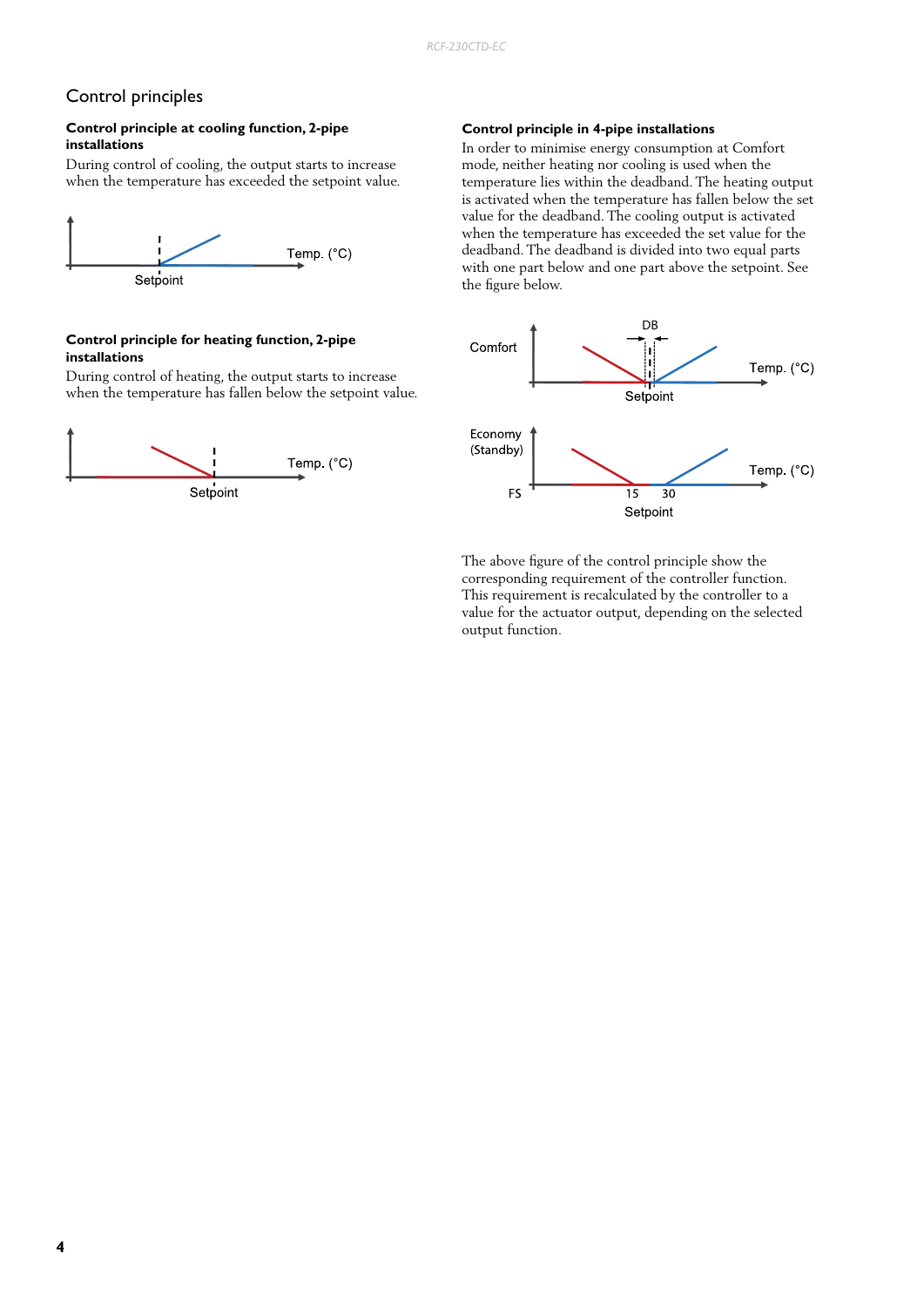## Control principles

### Control principle at cooling function, 2-pipe installations

During control of cooling, the output starts to increase when the temperature has exceeded the setpoint value.

Temp. (°C)

Setpoint

### Control principle for heating function, 2-pipe installations

During control of heating, the output starts to increase when the temperature has fallen below the setpoint value.

Temp. (°C)

Setpoint

### Control principle in 4-pipe installations

In order to minimise energy consumption at Comfort mode, neither heating nor cooling is used when the temperature lies within the deadband. The heating output is activated when the temperature has fallen below the set value for the deadband. The cooling output is activated when the temperature has exceeded the set value for the deadband. The deadband is divided into two equal parts with one part below and one part above the setpoint. See the figure below.

Comfort

DB

Temp. (°C)

Setpoint

Economy (Standby)

Temp. (°C)

FS

15 30

Setpoint

The above figure of the control principle show the corresponding requirement of the controller function. This requirement is recalculated by the controller to a value for the actuator output, depending on the selected output function.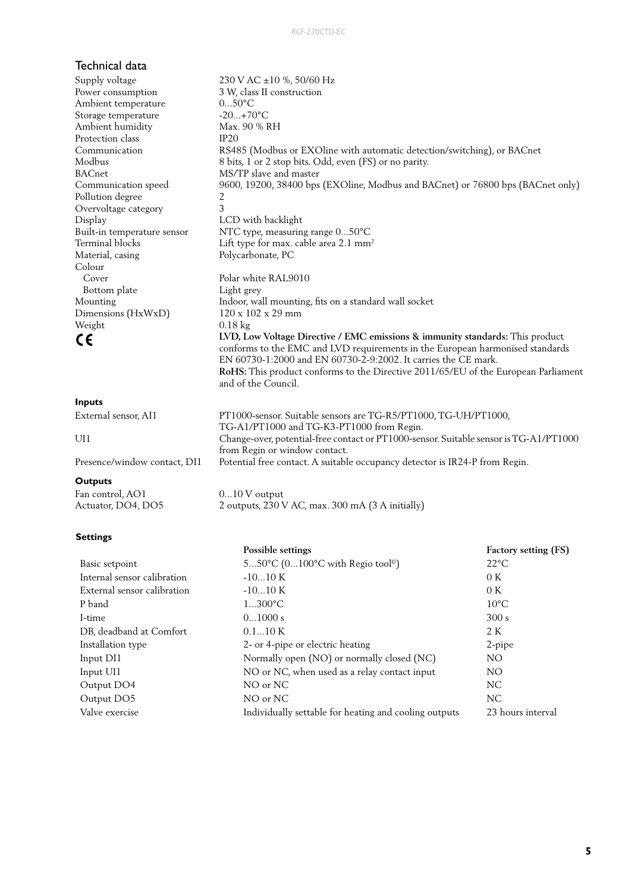## Technical data

| | |
|---|---|
| Supply voltage | 230 V AC ±10 %, 50/60 Hz |
| Power consumption | 3 W, class II construction |
| Ambient temperature | 0...50°C |
| Storage temperature | -20...+70°C |
| Ambient humidity | Max. 90 % RH |
| Protection class | IP20 |
| Communication | RS485 (Modbus or EXOline with automatic detection/switching), or BACnet |
| Modbus | 8 bits, 1 or 2 stop bits. Odd, even (FS) or no parity. |
| BACnet | MS/TP slave and master |
| Communication speed | 9600, 19200, 38400 bps (EXOline, Modbus and BACnet) or 76800 bps (BACnet only) |
| Pollution degree | 2 |
| Overvoltage category | 3 |
| Display | LCD with backlight |
| Built-in temperature sensor | NTC type, measuring range 0...50°C |
| Terminal blocks | Lift type for max. cable area 2.1 mm² |
| Material, casing | Polycarbonate, PC |
| Colour | |
| Cover | Polar white RAL9010 |
| Bottom plate | Light grey |
| Mounting | Indoor, wall mounting, fits on a standard wall socket |
| Dimensions (HxWxD) | 120 x 102 x 29 mm |
| Weight | 0.18 kg |
| CE | **LVD, Low Voltage Directive / EMC emissions & immunity standards:** This product conforms to the EMC and LVD requirements in the European harmonised standards EN 60730-1:2000 and EN 60730-2-9:2002. It carries the CE mark. **RoHS:** This product conforms to the Directive 2011/65/EU of the European Parliament and of the Council. |

### Inputs

| | |
|---|---|
| External sensor, AI1 | PT1000-sensor. Suitable sensors are TG-R5/PT1000, TG-UH/PT1000, TG-A1/PT1000 and TG-K3-PT1000 from Regin. |
| UI1 | Change-over, potential-free contact or PT1000-sensor. Suitable sensor is TG-A1/PT1000 from Regin or window contact. |
| Presence/window contact, DI1 | Potential free contact. A suitable occupancy detector is IR24-P from Regin. |

### Outputs

| | |
|---|---|
| Fan control, AO1 | 0...10 V output |
| Actuator, DO4, DO5 | 2 outputs, 230 V AC, max. 300 mA (3 A initially) |

### Settings

| | Possible settings | Factory setting (FS) |
|---|---|---|
| Basic setpoint | 5...50°C (0...100°C with Regio tool©) | 22°C |
| Internal sensor calibration | -10...10 K | 0 K |
| External sensor calibration | -10...10 K | 0 K |
| P band | 1...300°C | 10°C |
| I-time | 0...1000 s | 300 s |
| DB, deadband at Comfort | 0.1...10 K | 2 K |
| Installation type | 2- or 4-pipe or electric heating | 2-pipe |
| Input DI1 | Normally open (NO) or normally closed (NC) | NO |
| Input UI1 | NO or NC, when used as a relay contact input | NO |
| Output DO4 | NO or NC | NC |
| Output DO5 | NO or NC | NC |
| Valve exercise | Individually settable for heating and cooling outputs | 23 hours interval |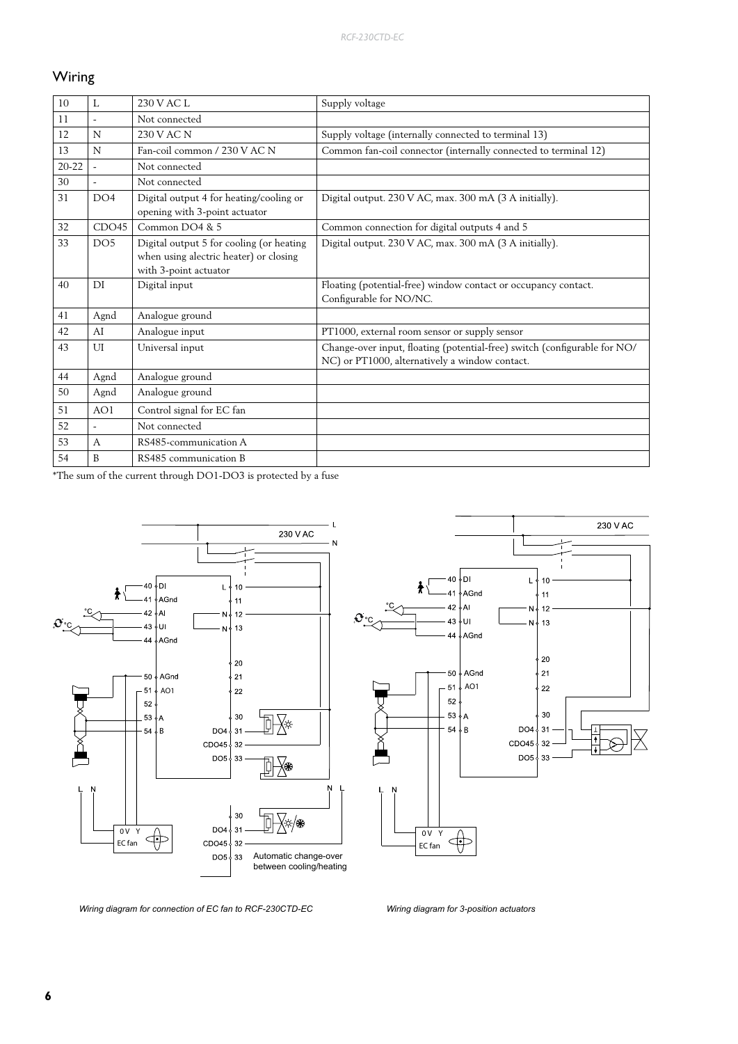## Wiring

| 10 | L | 230 V AC L | Supply voltage |
|---|---|---|---|
| 11 | - | Not connected | |
| 12 | N | 230 V AC N | Supply voltage (internally connected to terminal 13) |
| 13 | N | Fan-coil common / 230 V AC N | Common fan-coil connector (internally connected to terminal 12) |
| 20-22 | - | Not connected | |
| 30 | - | Not connected | |
| 31 | DO4 | Digital output 4 for heating/cooling or opening with 3-point actuator | Digital output. 230 V AC, max. 300 mA (3 A initially). |
| 32 | CDO45 | Common DO4 & 5 | Common connection for digital outputs 4 and 5 |
| 33 | DO5 | Digital output 5 for cooling (or heating when using alectric heater) or closing with 3-point actuator | Digital output. 230 V AC, max. 300 mA (3 A initially). |
| 40 | DI | Digital input | Floating (potential-free) window contact or occupancy contact. Configurable for NO/NC. |
| 41 | Agnd | Analogue ground | |
| 42 | AI | Analogue input | PT1000, external room sensor or supply sensor |
| 43 | UI | Universal input | Change-over input, floating (potential-free) switch (configurable for NO/NC) or PT1000, alternatively a window contact. |
| 44 | Agnd | Analogue ground | |
| 50 | Agnd | Analogue ground | |
| 51 | AO1 | Control signal for EC fan | |
| 52 | - | Not connected | |
| 53 | A | RS485-communication A | |
| 54 | B | RS485 communication B | |

*The sum of the current through DO1-DO3 is protected by a fuse

*Wiring diagram for connection of EC fan to RCF-230CTD-EC*

*Wiring diagram for 3-position actuators*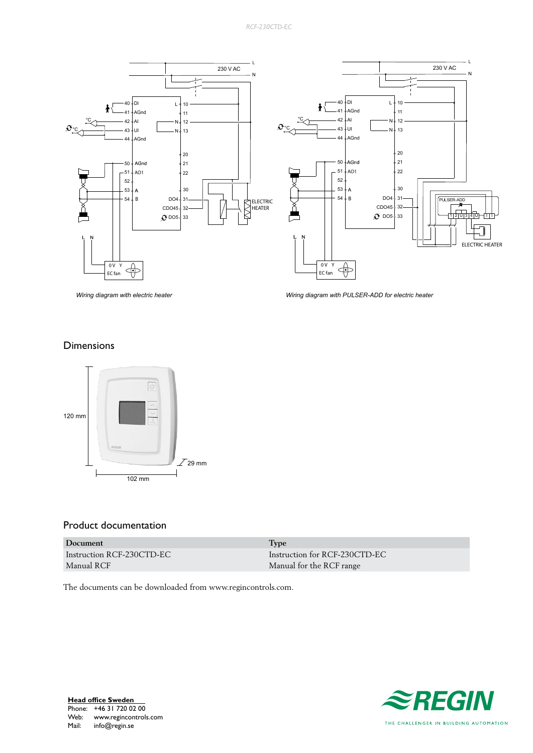Wiring diagram with electric heater

Wiring diagram with PULSER-ADD for electric heater

## Dimensions

120 mm

29 mm

102 mm

## Product documentation

| Document | Type |
|---|---|
| Instruction RCF-230CTD-EC | Instruction for RCF-230CTD-EC |
| Manual RCF | Manual for the RCF range |

The documents can be downloaded from www.regincontrols.com.

**Head office Sweden**
Phone: +46 31 720 02 00
Web: www.regincontrols.com
Mail: info@regin.se

REGIN
THE CHALLENGER IN BUILDING AUTOMATION